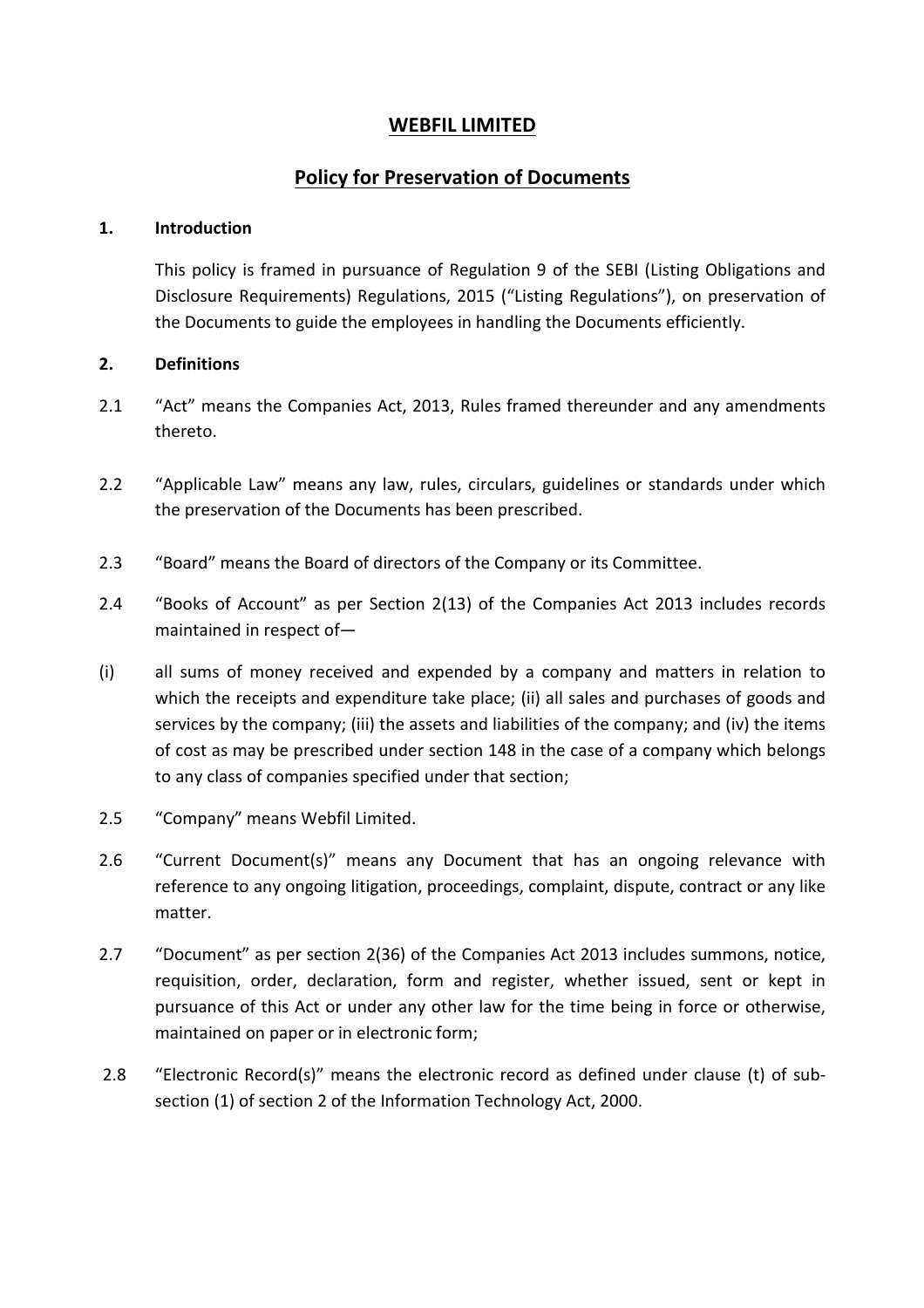# WEBFIL LIMITED

## Policy for Preservation of Documents

### 1. Introduction

This policy is framed in pursuance of Regulation 9 of the SEBI (Listing Obligations and Disclosure Requirements) Regulations, 2015 ("Listing Regulations"), on preservation of the Documents to guide the employees in handling the Documents efficiently.

### 2. Definitions

2.1 "Act" means the Companies Act, 2013, Rules framed thereunder and any amendments thereto.

2.2 "Applicable Law" means any law, rules, circulars, guidelines or standards under which the preservation of the Documents has been prescribed.

2.3 "Board" means the Board of directors of the Company or its Committee.

2.4 "Books of Account" as per Section 2(13) of the Companies Act 2013 includes records maintained in respect of—

(i) all sums of money received and expended by a company and matters in relation to which the receipts and expenditure take place; (ii) all sales and purchases of goods and services by the company; (iii) the assets and liabilities of the company; and (iv) the items of cost as may be prescribed under section 148 in the case of a company which belongs to any class of companies specified under that section;

2.5 "Company" means Webfil Limited.

2.6 "Current Document(s)" means any Document that has an ongoing relevance with reference to any ongoing litigation, proceedings, complaint, dispute, contract or any like matter.

2.7 "Document" as per section 2(36) of the Companies Act 2013 includes summons, notice, requisition, order, declaration, form and register, whether issued, sent or kept in pursuance of this Act or under any other law for the time being in force or otherwise, maintained on paper or in electronic form;

2.8 "Electronic Record(s)" means the electronic record as defined under clause (t) of sub-section (1) of section 2 of the Information Technology Act, 2000.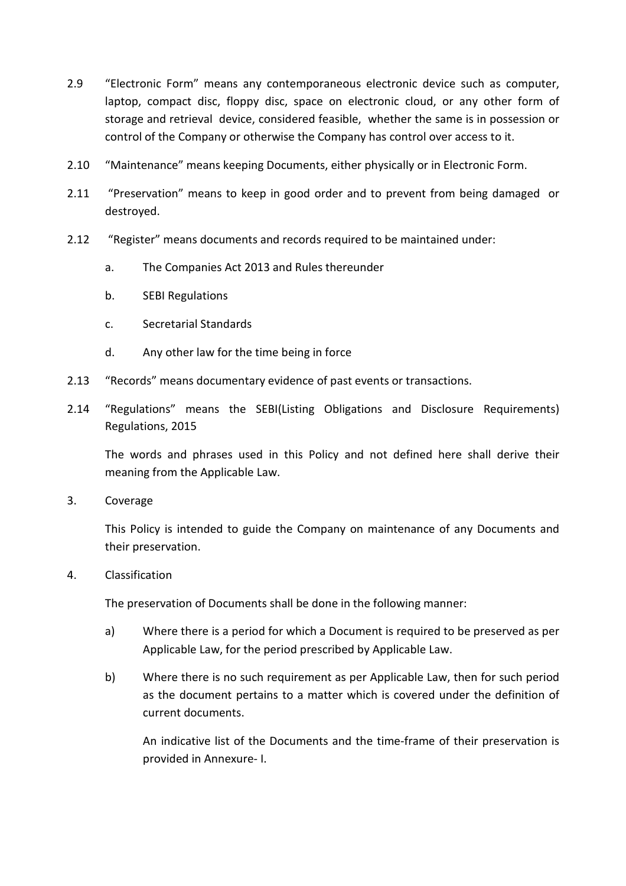2.9 "Electronic Form" means any contemporaneous electronic device such as computer, laptop, compact disc, floppy disc, space on electronic cloud, or any other form of storage and retrieval device, considered feasible, whether the same is in possession or control of the Company or otherwise the Company has control over access to it.

2.10 "Maintenance" means keeping Documents, either physically or in Electronic Form.

2.11 "Preservation" means to keep in good order and to prevent from being damaged or destroyed.

2.12 "Register" means documents and records required to be maintained under:

a. The Companies Act 2013 and Rules thereunder

b. SEBI Regulations

c. Secretarial Standards

d. Any other law for the time being in force

2.13 "Records" means documentary evidence of past events or transactions.

2.14 "Regulations" means the SEBI(Listing Obligations and Disclosure Requirements) Regulations, 2015

The words and phrases used in this Policy and not defined here shall derive their meaning from the Applicable Law.

3. Coverage

This Policy is intended to guide the Company on maintenance of any Documents and their preservation.

4. Classification

The preservation of Documents shall be done in the following manner:

a) Where there is a period for which a Document is required to be preserved as per Applicable Law, for the period prescribed by Applicable Law.

b) Where there is no such requirement as per Applicable Law, then for such period as the document pertains to a matter which is covered under the definition of current documents.

An indicative list of the Documents and the time-frame of their preservation is provided in Annexure- I.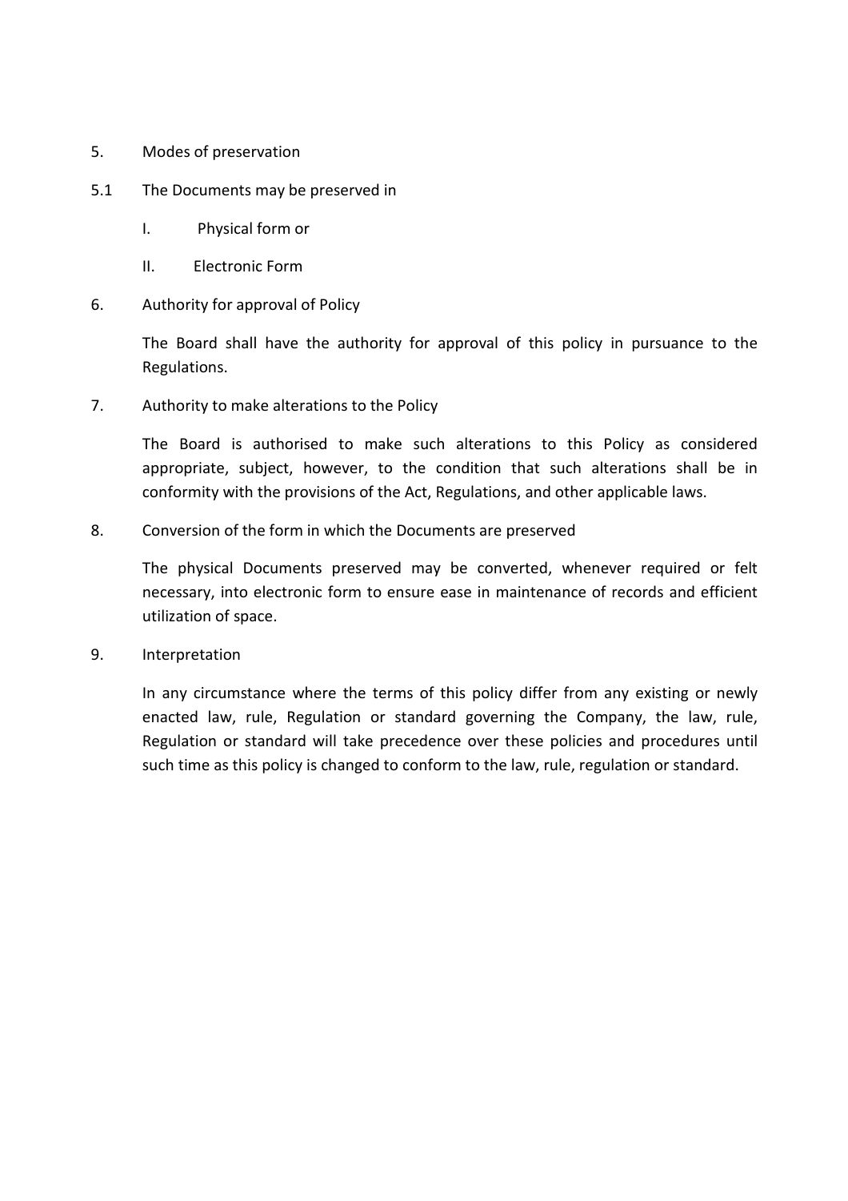5. Modes of preservation

5.1 The Documents may be preserved in

   I. Physical form or

   II. Electronic Form

6. Authority for approval of Policy

   The Board shall have the authority for approval of this policy in pursuance to the Regulations.

7. Authority to make alterations to the Policy

   The Board is authorised to make such alterations to this Policy as considered appropriate, subject, however, to the condition that such alterations shall be in conformity with the provisions of the Act, Regulations, and other applicable laws.

8. Conversion of the form in which the Documents are preserved

   The physical Documents preserved may be converted, whenever required or felt necessary, into electronic form to ensure ease in maintenance of records and efficient utilization of space.

9. Interpretation

   In any circumstance where the terms of this policy differ from any existing or newly enacted law, rule, Regulation or standard governing the Company, the law, rule, Regulation or standard will take precedence over these policies and procedures until such time as this policy is changed to conform to the law, rule, regulation or standard.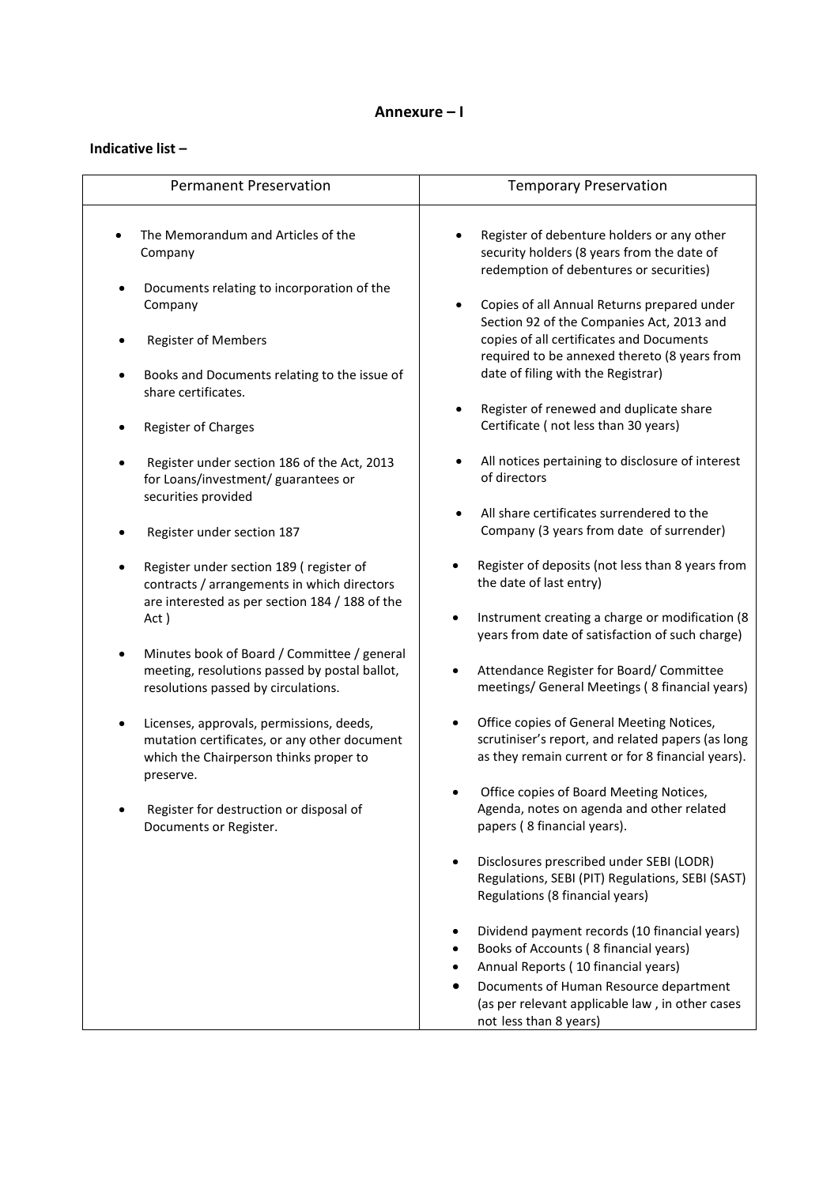## Annexure – I

**Indicative list –**

| Permanent Preservation | Temporary Preservation |
|---|---|
| • The Memorandum and Articles of the Company<br>• Documents relating to incorporation of the Company<br>• Register of Members<br>• Books and Documents relating to the issue of share certificates.<br>• Register of Charges<br>• Register under section 186 of the Act, 2013 for Loans/investment/ guarantees or securities provided<br>• Register under section 187<br>• Register under section 189 ( register of contracts / arrangements in which directors are interested as per section 184 / 188 of the Act )<br>• Minutes book of Board / Committee / general meeting, resolutions passed by postal ballot, resolutions passed by circulations.<br>• Licenses, approvals, permissions, deeds, mutation certificates, or any other document which the Chairperson thinks proper to preserve.<br>• Register for destruction or disposal of Documents or Register. | • Register of debenture holders or any other security holders (8 years from the date of redemption of debentures or securities)<br>• Copies of all Annual Returns prepared under Section 92 of the Companies Act, 2013 and copies of all certificates and Documents required to be annexed thereto (8 years from date of filing with the Registrar)<br>• Register of renewed and duplicate share Certificate ( not less than 30 years)<br>• All notices pertaining to disclosure of interest of directors<br>• All share certificates surrendered to the Company (3 years from date of surrender)<br>• Register of deposits (not less than 8 years from the date of last entry)<br>• Instrument creating a charge or modification (8 years from date of satisfaction of such charge)<br>• Attendance Register for Board/ Committee meetings/ General Meetings ( 8 financial years)<br>• Office copies of General Meeting Notices, scrutiniser's report, and related papers (as long as they remain current or for 8 financial years).<br>• Office copies of Board Meeting Notices, Agenda, notes on agenda and other related papers ( 8 financial years).<br>• Disclosures prescribed under SEBI (LODR) Regulations, SEBI (PIT) Regulations, SEBI (SAST) Regulations (8 financial years)<br>• Dividend payment records (10 financial years)<br>• Books of Accounts ( 8 financial years)<br>• Annual Reports ( 10 financial years)<br>• Documents of Human Resource department (as per relevant applicable law , in other cases not less than 8 years) |